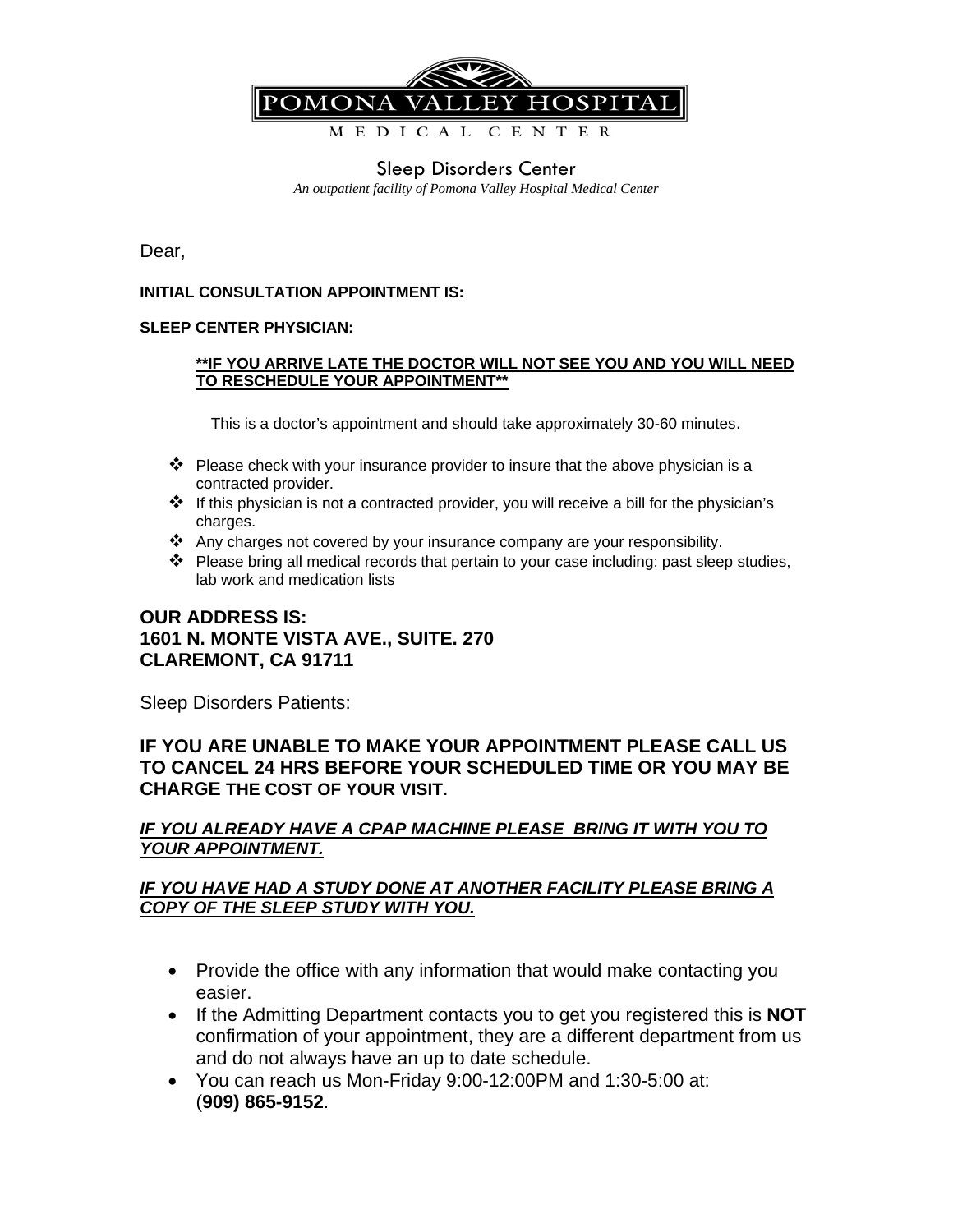POMONA VALLEY HOSPITAL

MEDICAL CENTER

## Sleep Disorders Center

*An outpatient facility of Pomona Valley Hospital Medical Center*

Dear,

**INITIAL CONSULTATION APPOINTMENT IS:**

**SLEEP CENTER PHYSICIAN:**

**\*\*IF YOU ARRIVE LATE THE DOCTOR WILL NOT SEE YOU AND YOU WILL NEED TO RESCHEDULE YOUR APPOINTMENT\*\***

This is a doctor's appointment and should take approximately 30-60 minutes.

- Please check with your insurance provider to insure that the above physician is a contracted provider.
- If this physician is not a contracted provider, you will receive a bill for the physician's charges.
- Any charges not covered by your insurance company are your responsibility.
- Please bring all medical records that pertain to your case including: past sleep studies, lab work and medication lists

### OUR ADDRESS IS:
### 1601 N. MONTE VISTA AVE., SUITE. 270
### CLAREMONT, CA 91711

Sleep Disorders Patients:

### IF YOU ARE UNABLE TO MAKE YOUR APPOINTMENT PLEASE CALL US TO CANCEL 24 HRS BEFORE YOUR SCHEDULED TIME OR YOU MAY BE CHARGE THE COST OF YOUR VISIT.

***IF YOU ALREADY HAVE A CPAP MACHINE PLEASE BRING IT WITH YOU TO YOUR APPOINTMENT.***

***IF YOU HAVE HAD A STUDY DONE AT ANOTHER FACILITY PLEASE BRING A COPY OF THE SLEEP STUDY WITH YOU.***

- Provide the office with any information that would make contacting you easier.
- If the Admitting Department contacts you to get you registered this is **NOT** confirmation of your appointment, they are a different department from us and do not always have an up to date schedule.
- You can reach us Mon-Friday 9:00-12:00PM and 1:30-5:00 at: (**909) 865-9152**.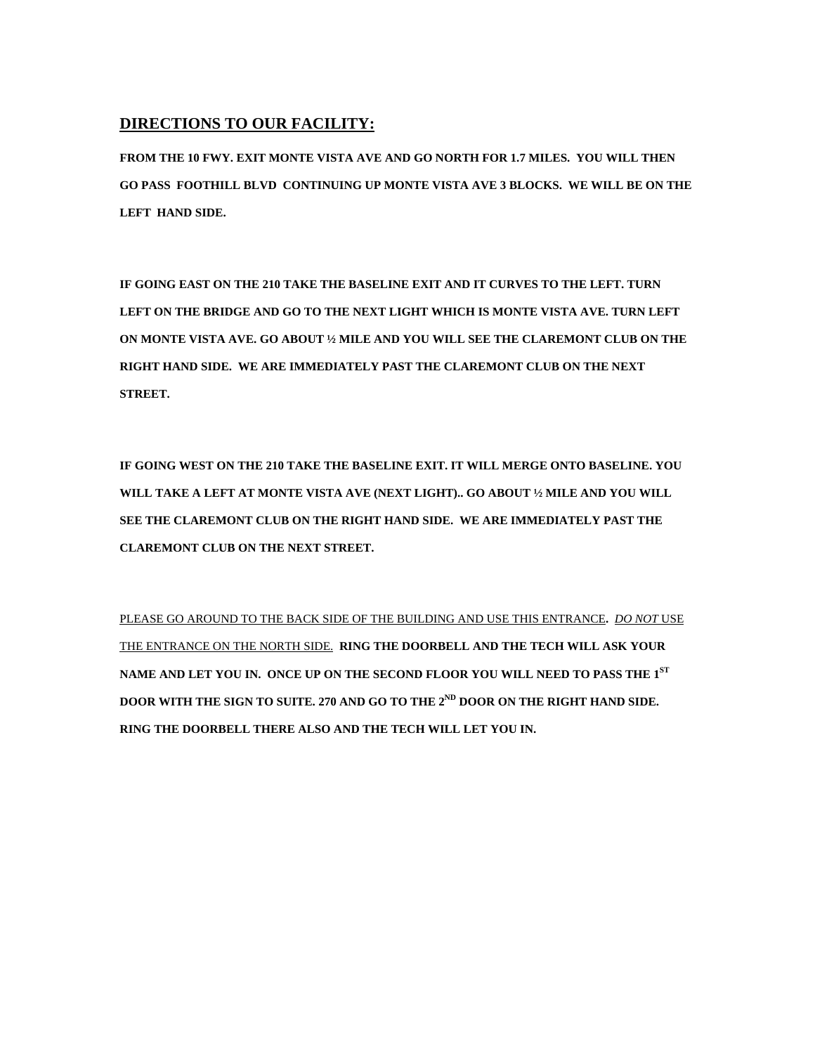## DIRECTIONS TO OUR FACILITY:

**FROM THE 10 FWY. EXIT MONTE VISTA AVE AND GO NORTH FOR 1.7 MILES. YOU WILL THEN GO PASS FOOTHILL BLVD CONTINUING UP MONTE VISTA AVE 3 BLOCKS. WE WILL BE ON THE LEFT HAND SIDE.**

**IF GOING EAST ON THE 210 TAKE THE BASELINE EXIT AND IT CURVES TO THE LEFT. TURN LEFT ON THE BRIDGE AND GO TO THE NEXT LIGHT WHICH IS MONTE VISTA AVE. TURN LEFT ON MONTE VISTA AVE. GO ABOUT ½ MILE AND YOU WILL SEE THE CLAREMONT CLUB ON THE RIGHT HAND SIDE. WE ARE IMMEDIATELY PAST THE CLAREMONT CLUB ON THE NEXT STREET.**

**IF GOING WEST ON THE 210 TAKE THE BASELINE EXIT. IT WILL MERGE ONTO BASELINE. YOU WILL TAKE A LEFT AT MONTE VISTA AVE (NEXT LIGHT).. GO ABOUT ½ MILE AND YOU WILL SEE THE CLAREMONT CLUB ON THE RIGHT HAND SIDE. WE ARE IMMEDIATELY PAST THE CLAREMONT CLUB ON THE NEXT STREET.**

PLEASE GO AROUND TO THE BACK SIDE OF THE BUILDING AND USE THIS ENTRANCE**.** *DO NOT* USE THE ENTRANCE ON THE NORTH SIDE. **RING THE DOORBELL AND THE TECH WILL ASK YOUR NAME AND LET YOU IN. ONCE UP ON THE SECOND FLOOR YOU WILL NEED TO PASS THE 1ST DOOR WITH THE SIGN TO SUITE. 270 AND GO TO THE 2ND DOOR ON THE RIGHT HAND SIDE. RING THE DOORBELL THERE ALSO AND THE TECH WILL LET YOU IN.**